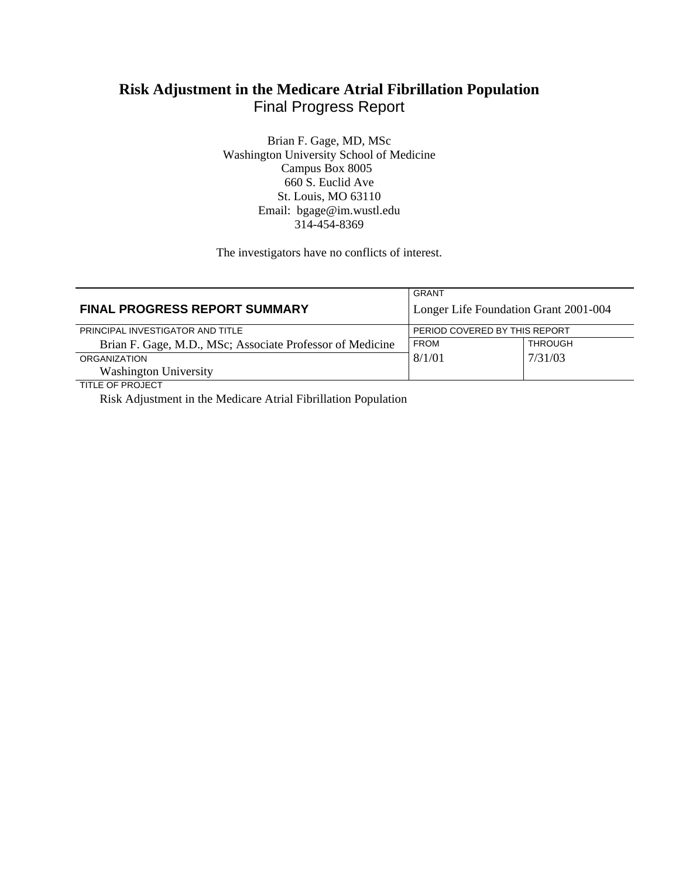# Risk Adjustment in the Medicare Atrial Fibrillation Population

Final Progress Report

Brian F. Gage, MD, MSc
Washington University School of Medicine
Campus Box 8005
660 S. Euclid Ave
St. Louis, MO 63110
Email: bgage@im.wustl.edu
314-454-8369

The investigators have no conflicts of interest.

| **FINAL PROGRESS REPORT SUMMARY** | GRANT<br>Longer Life Foundation Grant 2001-004 | |
|---|---|---|
| PRINCIPAL INVESTIGATOR AND TITLE<br>Brian F. Gage, M.D., MSc; Associate Professor of Medicine | PERIOD COVERED BY THIS REPORT | |
| | FROM<br>8/1/01 | THROUGH<br>7/31/03 |
| ORGANIZATION<br>Washington University | | |
| TITLE OF PROJECT<br>Risk Adjustment in the Medicare Atrial Fibrillation Population | | |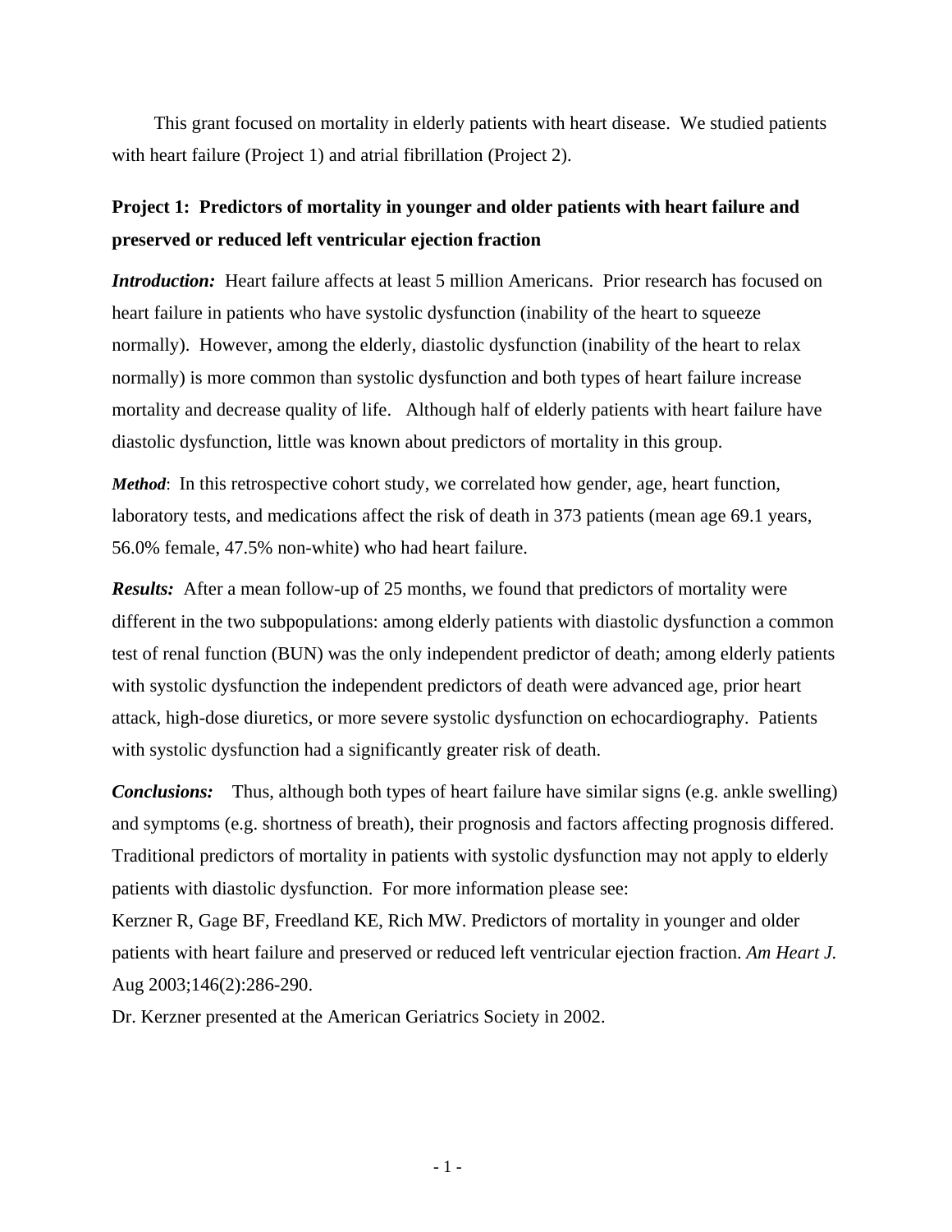This grant focused on mortality in elderly patients with heart disease. We studied patients with heart failure (Project 1) and atrial fibrillation (Project 2).

## Project 1: Predictors of mortality in younger and older patients with heart failure and preserved or reduced left ventricular ejection fraction

***Introduction:*** Heart failure affects at least 5 million Americans. Prior research has focused on heart failure in patients who have systolic dysfunction (inability of the heart to squeeze normally). However, among the elderly, diastolic dysfunction (inability of the heart to relax normally) is more common than systolic dysfunction and both types of heart failure increase mortality and decrease quality of life. Although half of elderly patients with heart failure have diastolic dysfunction, little was known about predictors of mortality in this group.

***Method***: In this retrospective cohort study, we correlated how gender, age, heart function, laboratory tests, and medications affect the risk of death in 373 patients (mean age 69.1 years, 56.0% female, 47.5% non-white) who had heart failure.

***Results:*** After a mean follow-up of 25 months, we found that predictors of mortality were different in the two subpopulations: among elderly patients with diastolic dysfunction a common test of renal function (BUN) was the only independent predictor of death; among elderly patients with systolic dysfunction the independent predictors of death were advanced age, prior heart attack, high-dose diuretics, or more severe systolic dysfunction on echocardiography. Patients with systolic dysfunction had a significantly greater risk of death.

***Conclusions:*** Thus, although both types of heart failure have similar signs (e.g. ankle swelling) and symptoms (e.g. shortness of breath), their prognosis and factors affecting prognosis differed. Traditional predictors of mortality in patients with systolic dysfunction may not apply to elderly patients with diastolic dysfunction. For more information please see:

Kerzner R, Gage BF, Freedland KE, Rich MW. Predictors of mortality in younger and older patients with heart failure and preserved or reduced left ventricular ejection fraction. *Am Heart J.* Aug 2003;146(2):286-290.

Dr. Kerzner presented at the American Geriatrics Society in 2002.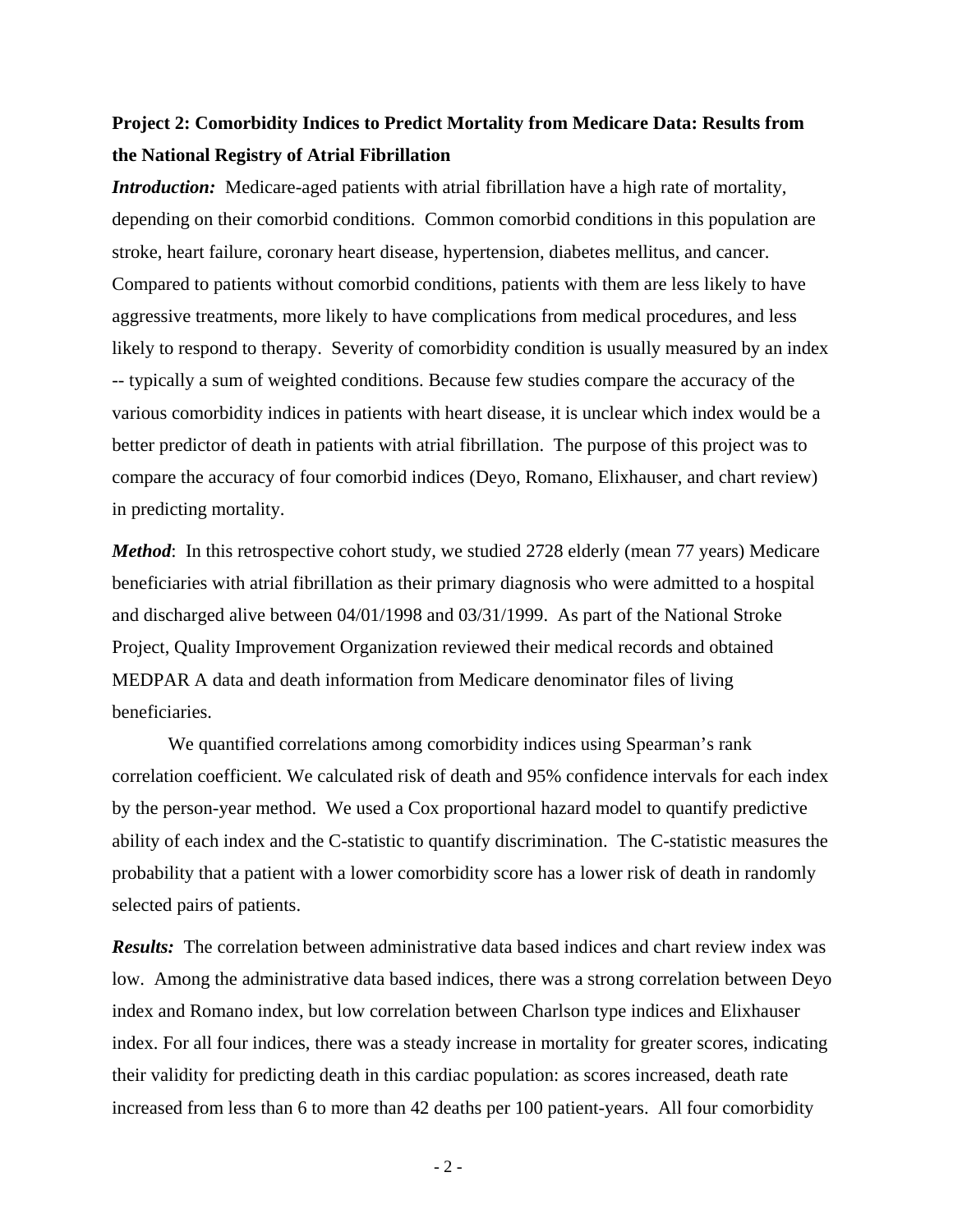**Project 2: Comorbidity Indices to Predict Mortality from Medicare Data: Results from the National Registry of Atrial Fibrillation**

***Introduction:*** Medicare-aged patients with atrial fibrillation have a high rate of mortality, depending on their comorbid conditions. Common comorbid conditions in this population are stroke, heart failure, coronary heart disease, hypertension, diabetes mellitus, and cancer. Compared to patients without comorbid conditions, patients with them are less likely to have aggressive treatments, more likely to have complications from medical procedures, and less likely to respond to therapy. Severity of comorbidity condition is usually measured by an index -- typically a sum of weighted conditions. Because few studies compare the accuracy of the various comorbidity indices in patients with heart disease, it is unclear which index would be a better predictor of death in patients with atrial fibrillation. The purpose of this project was to compare the accuracy of four comorbid indices (Deyo, Romano, Elixhauser, and chart review) in predicting mortality.

***Method***: In this retrospective cohort study, we studied 2728 elderly (mean 77 years) Medicare beneficiaries with atrial fibrillation as their primary diagnosis who were admitted to a hospital and discharged alive between 04/01/1998 and 03/31/1999. As part of the National Stroke Project, Quality Improvement Organization reviewed their medical records and obtained MEDPAR A data and death information from Medicare denominator files of living beneficiaries.

We quantified correlations among comorbidity indices using Spearman's rank correlation coefficient. We calculated risk of death and 95% confidence intervals for each index by the person-year method. We used a Cox proportional hazard model to quantify predictive ability of each index and the C-statistic to quantify discrimination. The C-statistic measures the probability that a patient with a lower comorbidity score has a lower risk of death in randomly selected pairs of patients.

***Results:*** The correlation between administrative data based indices and chart review index was low. Among the administrative data based indices, there was a strong correlation between Deyo index and Romano index, but low correlation between Charlson type indices and Elixhauser index. For all four indices, there was a steady increase in mortality for greater scores, indicating their validity for predicting death in this cardiac population: as scores increased, death rate increased from less than 6 to more than 42 deaths per 100 patient-years. All four comorbidity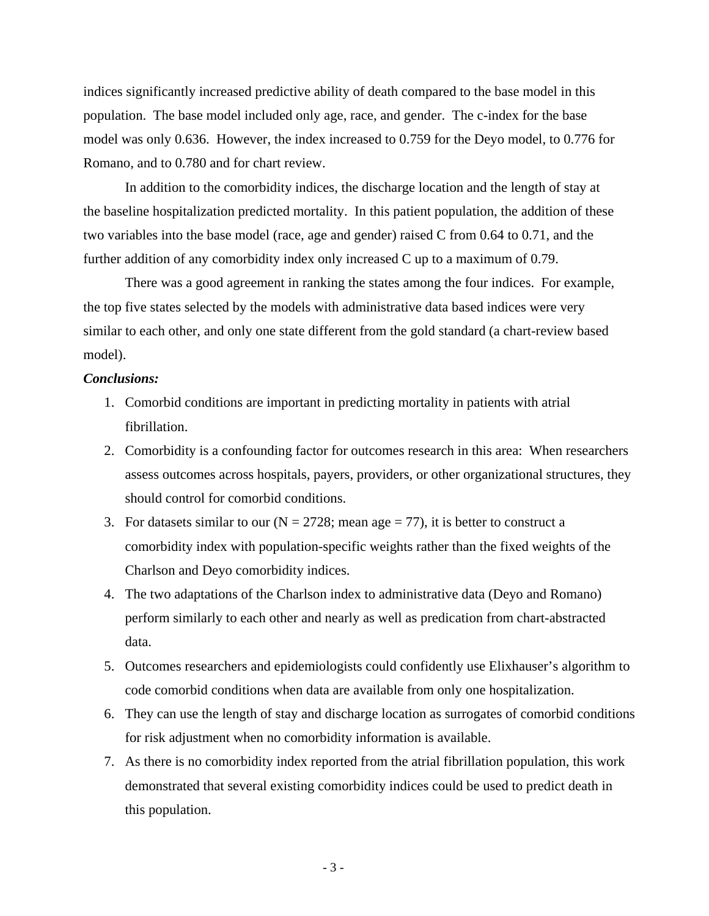indices significantly increased predictive ability of death compared to the base model in this population. The base model included only age, race, and gender. The c-index for the base model was only 0.636. However, the index increased to 0.759 for the Deyo model, to 0.776 for Romano, and to 0.780 and for chart review.

In addition to the comorbidity indices, the discharge location and the length of stay at the baseline hospitalization predicted mortality. In this patient population, the addition of these two variables into the base model (race, age and gender) raised C from 0.64 to 0.71, and the further addition of any comorbidity index only increased C up to a maximum of 0.79.

There was a good agreement in ranking the states among the four indices. For example, the top five states selected by the models with administrative data based indices were very similar to each other, and only one state different from the gold standard (a chart-review based model).

***Conclusions:***

1. Comorbid conditions are important in predicting mortality in patients with atrial fibrillation.
2. Comorbidity is a confounding factor for outcomes research in this area: When researchers assess outcomes across hospitals, payers, providers, or other organizational structures, they should control for comorbid conditions.
3. For datasets similar to our (N = 2728; mean age = 77), it is better to construct a comorbidity index with population-specific weights rather than the fixed weights of the Charlson and Deyo comorbidity indices.
4. The two adaptations of the Charlson index to administrative data (Deyo and Romano) perform similarly to each other and nearly as well as predication from chart-abstracted data.
5. Outcomes researchers and epidemiologists could confidently use Elixhauser's algorithm to code comorbid conditions when data are available from only one hospitalization.
6. They can use the length of stay and discharge location as surrogates of comorbid conditions for risk adjustment when no comorbidity information is available.
7. As there is no comorbidity index reported from the atrial fibrillation population, this work demonstrated that several existing comorbidity indices could be used to predict death in this population.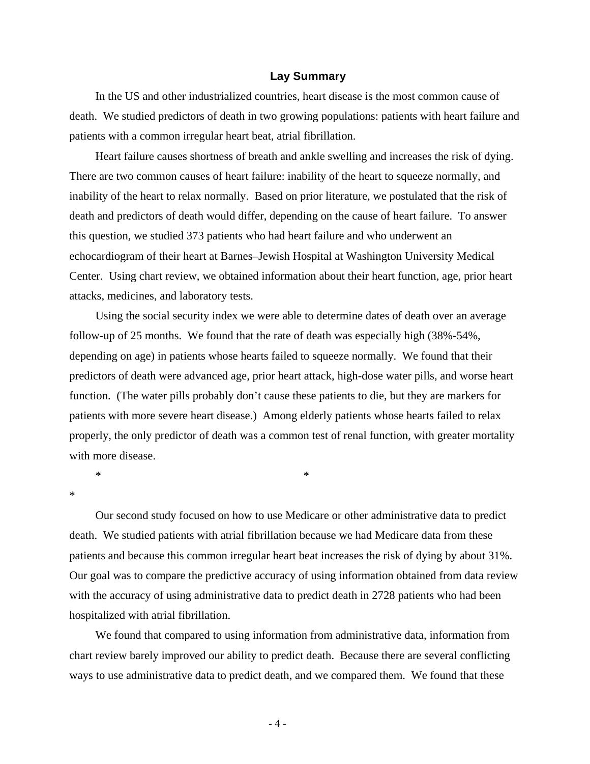## Lay Summary

In the US and other industrialized countries, heart disease is the most common cause of death. We studied predictors of death in two growing populations: patients with heart failure and patients with a common irregular heart beat, atrial fibrillation.

Heart failure causes shortness of breath and ankle swelling and increases the risk of dying. There are two common causes of heart failure: inability of the heart to squeeze normally, and inability of the heart to relax normally. Based on prior literature, we postulated that the risk of death and predictors of death would differ, depending on the cause of heart failure. To answer this question, we studied 373 patients who had heart failure and who underwent an echocardiogram of their heart at Barnes–Jewish Hospital at Washington University Medical Center. Using chart review, we obtained information about their heart function, age, prior heart attacks, medicines, and laboratory tests.

Using the social security index we were able to determine dates of death over an average follow-up of 25 months. We found that the rate of death was especially high (38%-54%, depending on age) in patients whose hearts failed to squeeze normally. We found that their predictors of death were advanced age, prior heart attack, high-dose water pills, and worse heart function. (The water pills probably don't cause these patients to die, but they are markers for patients with more severe heart disease.) Among elderly patients whose hearts failed to relax properly, the only predictor of death was a common test of renal function, with greater mortality with more disease.

\* \* \*

Our second study focused on how to use Medicare or other administrative data to predict death. We studied patients with atrial fibrillation because we had Medicare data from these patients and because this common irregular heart beat increases the risk of dying by about 31%. Our goal was to compare the predictive accuracy of using information obtained from data review with the accuracy of using administrative data to predict death in 2728 patients who had been hospitalized with atrial fibrillation.

We found that compared to using information from administrative data, information from chart review barely improved our ability to predict death. Because there are several conflicting ways to use administrative data to predict death, and we compared them. We found that these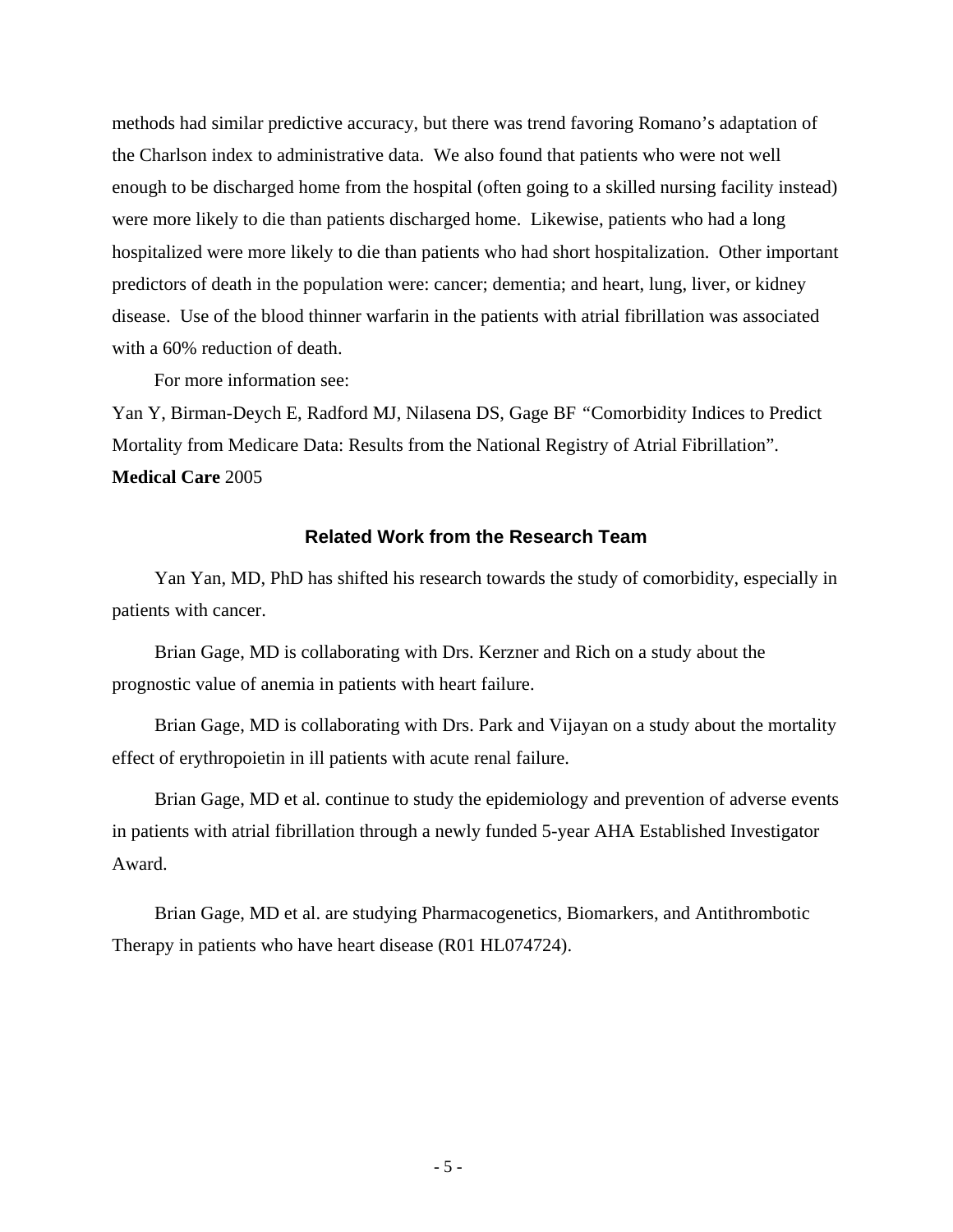methods had similar predictive accuracy, but there was trend favoring Romano's adaptation of the Charlson index to administrative data. We also found that patients who were not well enough to be discharged home from the hospital (often going to a skilled nursing facility instead) were more likely to die than patients discharged home. Likewise, patients who had a long hospitalized were more likely to die than patients who had short hospitalization. Other important predictors of death in the population were: cancer; dementia; and heart, lung, liver, or kidney disease. Use of the blood thinner warfarin in the patients with atrial fibrillation was associated with a 60% reduction of death.

For more information see:

Yan Y, Birman-Deych E, Radford MJ, Nilasena DS, Gage BF "Comorbidity Indices to Predict Mortality from Medicare Data: Results from the National Registry of Atrial Fibrillation". **Medical Care** 2005

### Related Work from the Research Team

Yan Yan, MD, PhD has shifted his research towards the study of comorbidity, especially in patients with cancer.

Brian Gage, MD is collaborating with Drs. Kerzner and Rich on a study about the prognostic value of anemia in patients with heart failure.

Brian Gage, MD is collaborating with Drs. Park and Vijayan on a study about the mortality effect of erythropoietin in ill patients with acute renal failure.

Brian Gage, MD et al. continue to study the epidemiology and prevention of adverse events in patients with atrial fibrillation through a newly funded 5-year AHA Established Investigator Award.

Brian Gage, MD et al. are studying Pharmacogenetics, Biomarkers, and Antithrombotic Therapy in patients who have heart disease (R01 HL074724).